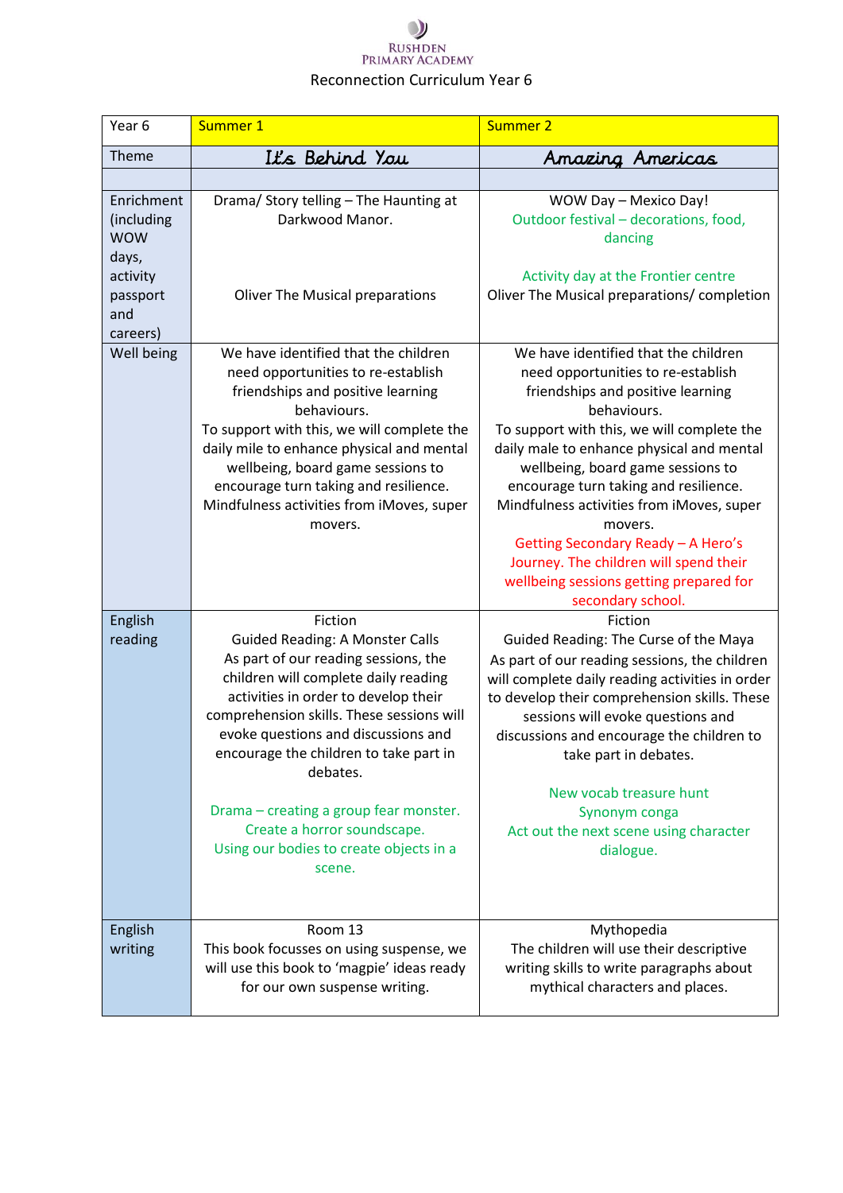Rushden Primary Academy

Reconnection Curriculum Year 6

| Year 6 | Summer 1 | Summer 2 |
|---|---|---|
| Theme | It's Behind You | Amazing Americas |
| | | |
| Enrichment (including WOW days, activity passport and careers) | Drama/ Story telling – The Haunting at Darkwood Manor.<br><br>Oliver The Musical preparations | WOW Day – Mexico Day!<br>Outdoor festival – decorations, food, dancing<br><br>Activity day at the Frontier centre<br>Oliver The Musical preparations/ completion |
| Well being | We have identified that the children need opportunities to re-establish friendships and positive learning behaviours.<br>To support with this, we will complete the daily mile to enhance physical and mental wellbeing, board game sessions to encourage turn taking and resilience. Mindfulness activities from iMoves, super movers. | We have identified that the children need opportunities to re-establish friendships and positive learning behaviours.<br>To support with this, we will complete the daily male to enhance physical and mental wellbeing, board game sessions to encourage turn taking and resilience. Mindfulness activities from iMoves, super movers.<br>Getting Secondary Ready – A Hero's Journey. The children will spend their wellbeing sessions getting prepared for secondary school. |
| English reading | Fiction<br>Guided Reading: A Monster Calls<br>As part of our reading sessions, the children will complete daily reading activities in order to develop their comprehension skills. These sessions will evoke questions and discussions and encourage the children to take part in debates.<br><br>Drama – creating a group fear monster.<br>Create a horror soundscape.<br>Using our bodies to create objects in a scene. | Fiction<br>Guided Reading: The Curse of the Maya<br>As part of our reading sessions, the children will complete daily reading activities in order to develop their comprehension skills. These sessions will evoke questions and discussions and encourage the children to take part in debates.<br><br>New vocab treasure hunt<br>Synonym conga<br>Act out the next scene using character dialogue. |
| English writing | Room 13<br>This book focusses on using suspense, we will use this book to 'magpie' ideas ready for our own suspense writing. | Mythopedia<br>The children will use their descriptive writing skills to write paragraphs about mythical characters and places. |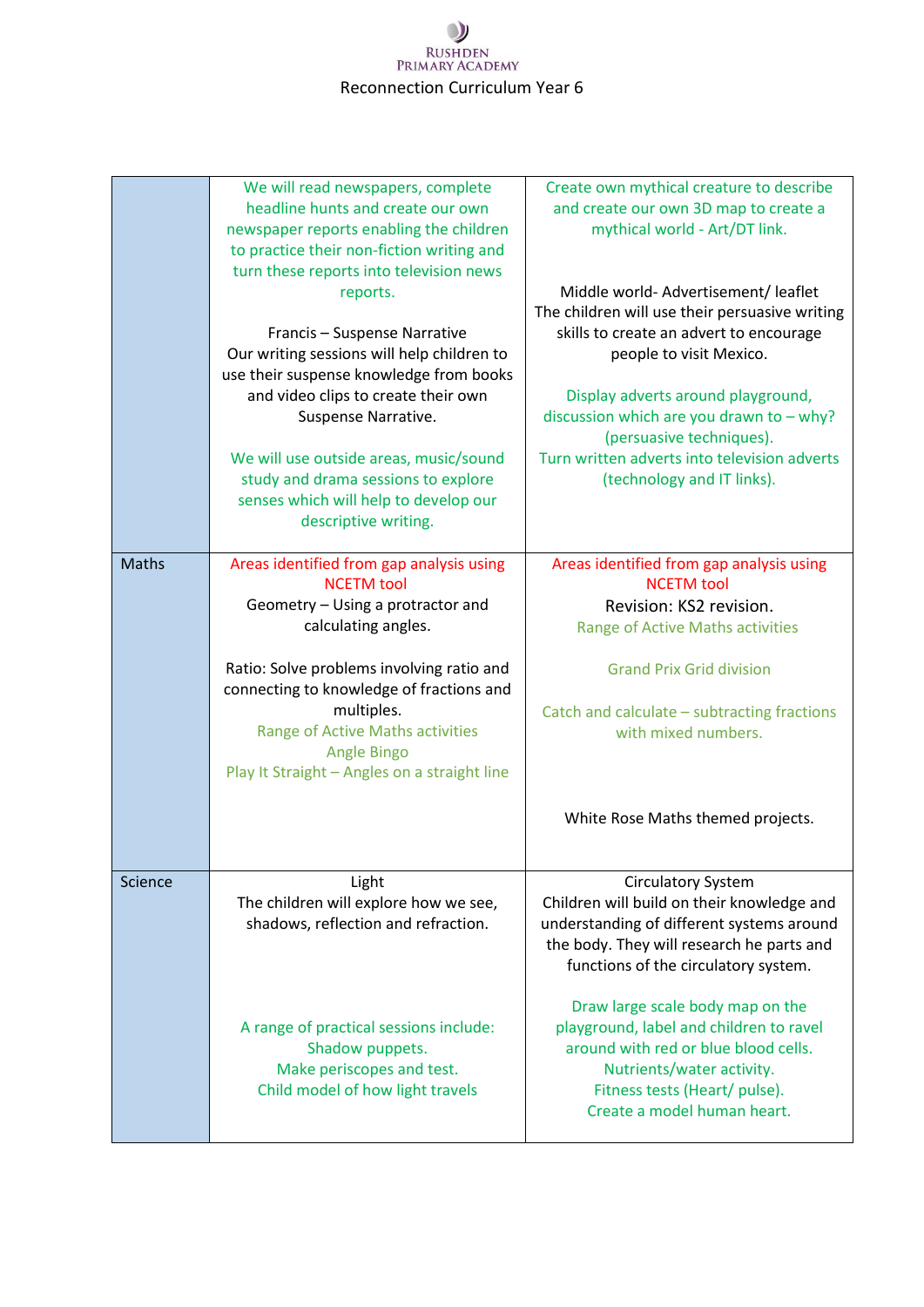Rushden Primary Academy

Reconnection Curriculum Year 6

| | | |
|---|---|---|
| | We will read newspapers, complete headline hunts and create our own newspaper reports enabling the children to practice their non-fiction writing and turn these reports into television news reports.<br><br>Francis – Suspense Narrative<br>Our writing sessions will help children to use their suspense knowledge from books and video clips to create their own Suspense Narrative.<br><br>We will use outside areas, music/sound study and drama sessions to explore senses which will help to develop our descriptive writing. | Create own mythical creature to describe and create our own 3D map to create a mythical world - Art/DT link.<br><br>Middle world- Advertisement/ leaflet<br>The children will use their persuasive writing skills to create an advert to encourage people to visit Mexico.<br><br>Display adverts around playground, discussion which are you drawn to – why? (persuasive techniques).<br>Turn written adverts into television adverts (technology and IT links). |
| Maths | Areas identified from gap analysis using NCETM tool<br>Geometry – Using a protractor and calculating angles.<br><br>Ratio: Solve problems involving ratio and connecting to knowledge of fractions and multiples.<br>Range of Active Maths activities<br>Angle Bingo<br>Play It Straight – Angles on a straight line | Areas identified from gap analysis using NCETM tool<br>Revision: KS2 revision.<br>Range of Active Maths activities<br><br>Grand Prix Grid division<br><br>Catch and calculate – subtracting fractions with mixed numbers.<br><br>White Rose Maths themed projects. |
| Science | Light<br>The children will explore how we see, shadows, reflection and refraction.<br><br>A range of practical sessions include:<br>Shadow puppets.<br>Make periscopes and test.<br>Child model of how light travels | Circulatory System<br>Children will build on their knowledge and understanding of different systems around the body. They will research he parts and functions of the circulatory system.<br><br>Draw large scale body map on the playground, label and children to ravel around with red or blue blood cells.<br>Nutrients/water activity.<br>Fitness tests (Heart/ pulse).<br>Create a model human heart. |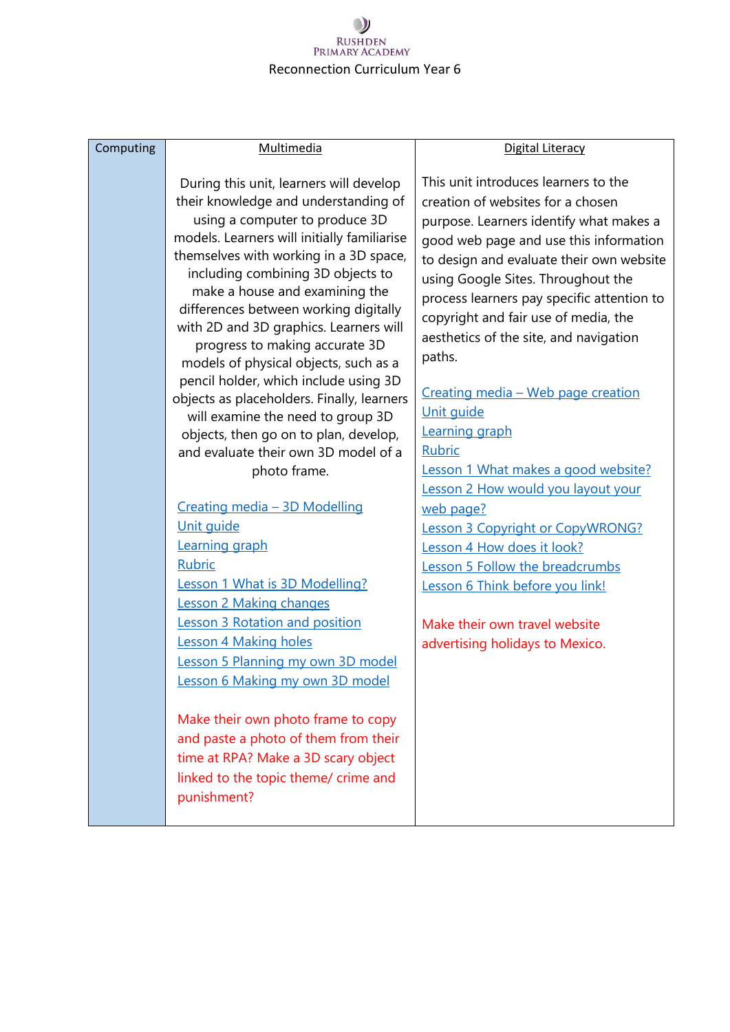| Computing | Multimedia | Digital Literacy |
|---|---|---|
| | During this unit, learners will develop their knowledge and understanding of using a computer to produce 3D models. Learners will initially familiarise themselves with working in a 3D space, including combining 3D objects to make a house and examining the differences between working digitally with 2D and 3D graphics. Learners will progress to making accurate 3D models of physical objects, such as a pencil holder, which include using 3D objects as placeholders. Finally, learners will examine the need to group 3D objects, then go on to plan, develop, and evaluate their own 3D model of a photo frame.<br><br>Creating media – 3D Modelling<br>Unit guide<br>Learning graph<br>Rubric<br>Lesson 1 What is 3D Modelling?<br>Lesson 2 Making changes<br>Lesson 3 Rotation and position<br>Lesson 4 Making holes<br>Lesson 5 Planning my own 3D model<br>Lesson 6 Making my own 3D model<br><br>Make their own photo frame to copy and paste a photo of them from their time at RPA? Make a 3D scary object linked to the topic theme/ crime and punishment? | This unit introduces learners to the creation of websites for a chosen purpose. Learners identify what makes a good web page and use this information to design and evaluate their own website using Google Sites. Throughout the process learners pay specific attention to copyright and fair use of media, the aesthetics of the site, and navigation paths.<br><br>Creating media – Web page creation<br>Unit guide<br>Learning graph<br>Rubric<br>Lesson 1 What makes a good website?<br>Lesson 2 How would you layout your web page?<br>Lesson 3 Copyright or CopyWRONG?<br>Lesson 4 How does it look?<br>Lesson 5 Follow the breadcrumbs<br>Lesson 6 Think before you link!<br><br>Make their own travel website advertising holidays to Mexico. |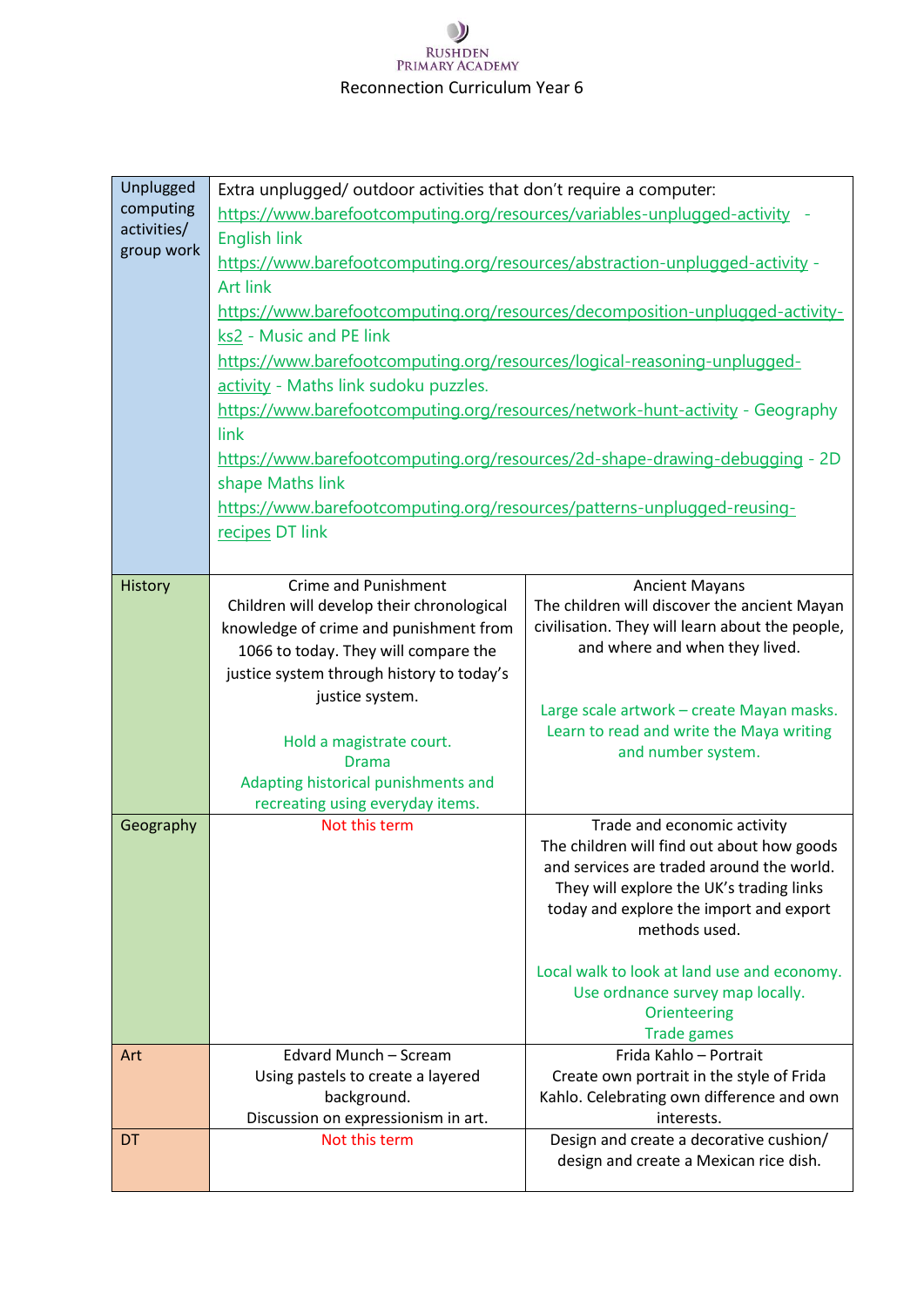Rushden Primary Academy

Reconnection Curriculum Year 6

| Unplugged computing activities/ group work | Extra unplugged/ outdoor activities that don't require a computer:<br>https://www.barefootcomputing.org/resources/variables-unplugged-activity - English link<br>https://www.barefootcomputing.org/resources/abstraction-unplugged-activity - Art link<br>https://www.barefootcomputing.org/resources/decomposition-unplugged-activity-ks2 - Music and PE link<br>https://www.barefootcomputing.org/resources/logical-reasoning-unplugged-activity - Maths link sudoku puzzles.<br>https://www.barefootcomputing.org/resources/network-hunt-activity - Geography link<br>https://www.barefootcomputing.org/resources/2d-shape-drawing-debugging - 2D shape Maths link<br>https://www.barefootcomputing.org/resources/patterns-unplugged-reusing-recipes DT link | |
|---|---|---|
| History | Crime and Punishment<br>Children will develop their chronological knowledge of crime and punishment from 1066 to today. They will compare the justice system through history to today's justice system.<br><br>Hold a magistrate court.<br>Drama<br>Adapting historical punishments and recreating using everyday items. | Ancient Mayans<br>The children will discover the ancient Mayan civilisation. They will learn about the people, and where and when they lived.<br><br>Large scale artwork – create Mayan masks.<br>Learn to read and write the Maya writing and number system. |
| Geography | Not this term | Trade and economic activity<br>The children will find out about how goods and services are traded around the world. They will explore the UK's trading links today and explore the import and export methods used.<br><br>Local walk to look at land use and economy.<br>Use ordnance survey map locally.<br>Orienteering<br>Trade games |
| Art | Edvard Munch – Scream<br>Using pastels to create a layered background.<br>Discussion on expressionism in art. | Frida Kahlo – Portrait<br>Create own portrait in the style of Frida Kahlo. Celebrating own difference and own interests. |
| DT | Not this term | Design and create a decorative cushion/ design and create a Mexican rice dish. |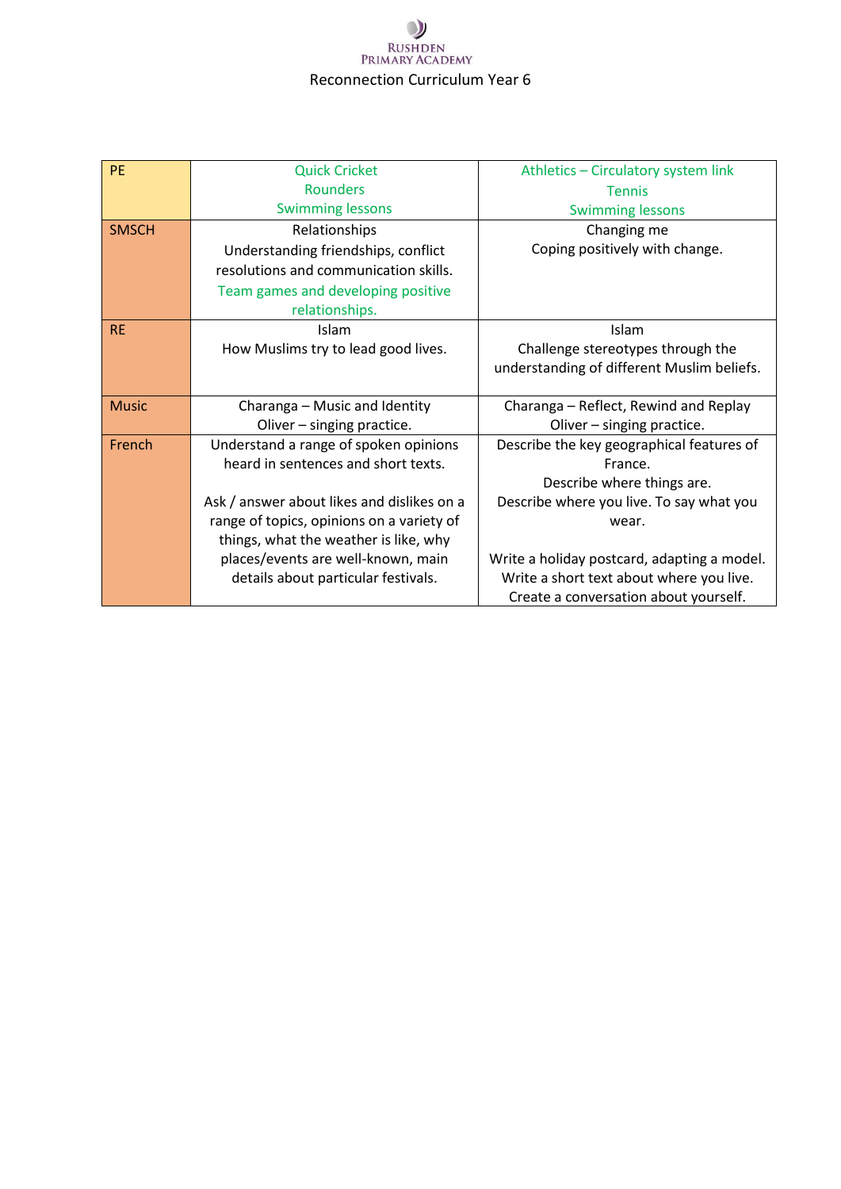Rushden Primary Academy

Reconnection Curriculum Year 6

| | | |
|---|---|---|
| PE | Quick Cricket<br>Rounders<br>Swimming lessons | Athletics – Circulatory system link<br>Tennis<br>Swimming lessons |
| SMSCH | Relationships<br>Understanding friendships, conflict resolutions and communication skills.<br>Team games and developing positive relationships. | Changing me<br>Coping positively with change. |
| RE | Islam<br>How Muslims try to lead good lives. | Islam<br>Challenge stereotypes through the understanding of different Muslim beliefs. |
| Music | Charanga – Music and Identity<br>Oliver – singing practice. | Charanga – Reflect, Rewind and Replay<br>Oliver – singing practice. |
| French | Understand a range of spoken opinions heard in sentences and short texts.<br><br>Ask / answer about likes and dislikes on a range of topics, opinions on a variety of things, what the weather is like, why places/events are well-known, main details about particular festivals. | Describe the key geographical features of France.<br>Describe where things are.<br>Describe where you live. To say what you wear.<br><br>Write a holiday postcard, adapting a model.<br>Write a short text about where you live.<br>Create a conversation about yourself. |